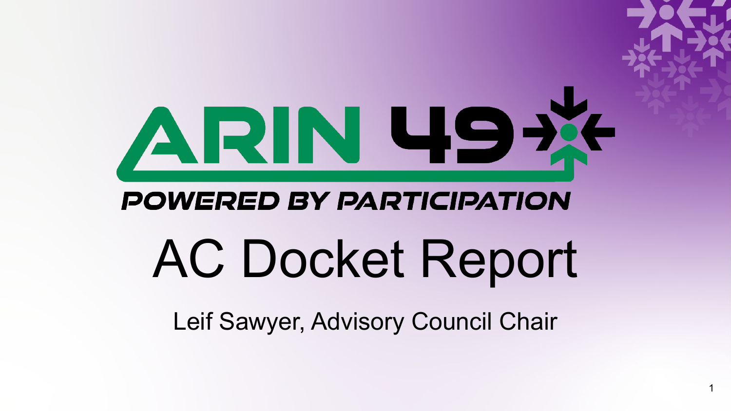ARIN 49

POWERED BY PARTICIPATION

# AC Docket Report

Leif Sawyer, Advisory Council Chair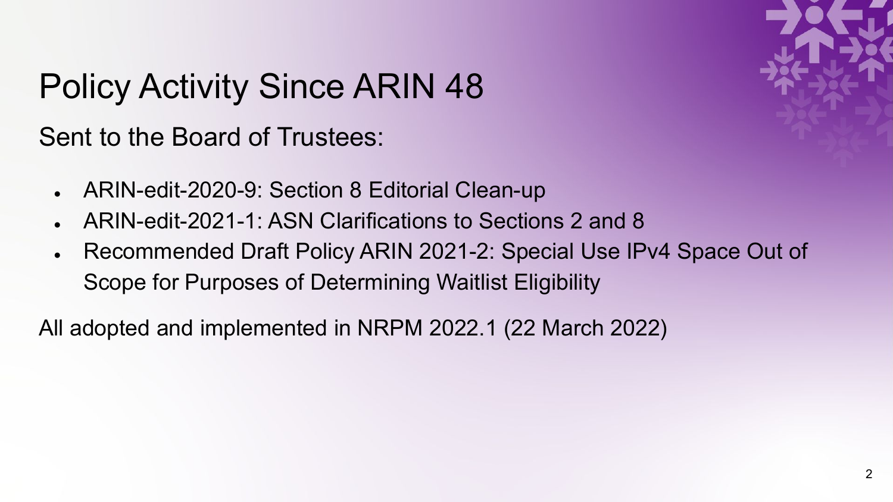# Policy Activity Since ARIN 48

Sent to the Board of Trustees:

- ARIN-edit-2020-9: Section 8 Editorial Clean-up
- ARIN-edit-2021-1: ASN Clarifications to Sections 2 and 8
- Recommended Draft Policy ARIN 2021-2: Special Use IPv4 Space Out of Scope for Purposes of Determining Waitlist Eligibility

All adopted and implemented in NRPM 2022.1 (22 March 2022)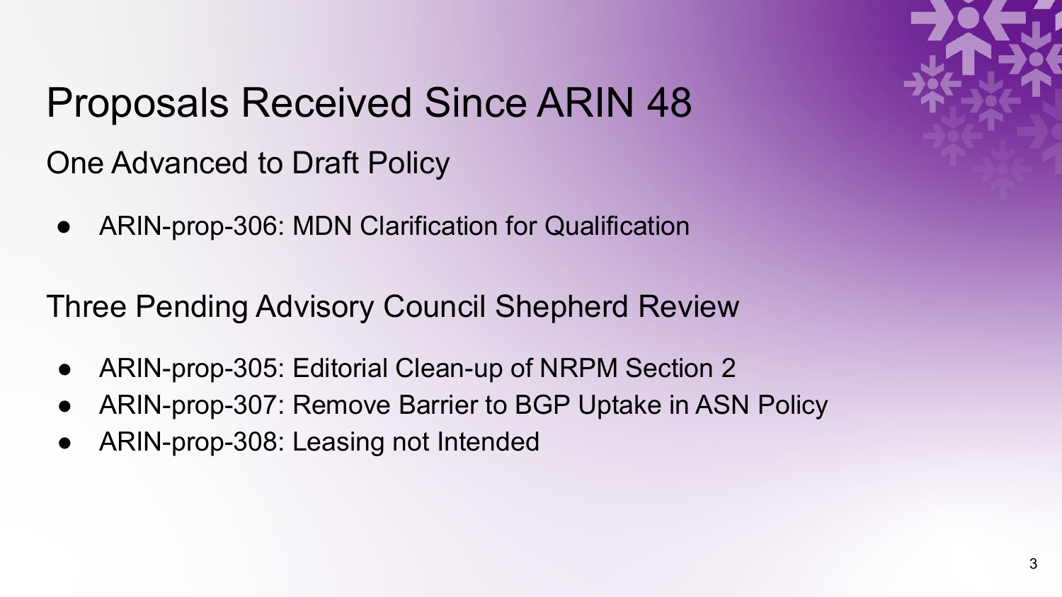# Proposals Received Since ARIN 48

## One Advanced to Draft Policy

- ARIN-prop-306: MDN Clarification for Qualification

## Three Pending Advisory Council Shepherd Review

- ARIN-prop-305: Editorial Clean-up of NRPM Section 2
- ARIN-prop-307: Remove Barrier to BGP Uptake in ASN Policy
- ARIN-prop-308: Leasing not Intended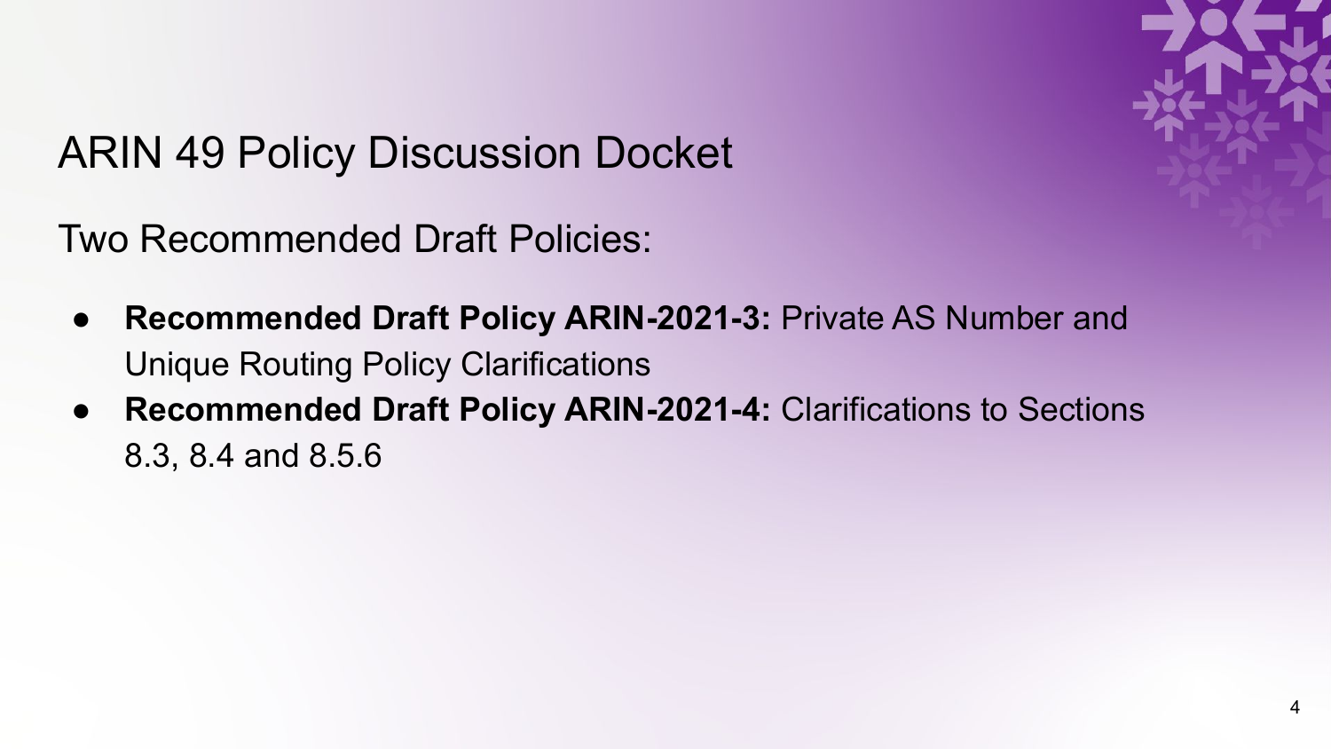# ARIN 49 Policy Discussion Docket

Two Recommended Draft Policies:

- **Recommended Draft Policy ARIN-2021-3:** Private AS Number and Unique Routing Policy Clarifications
- **Recommended Draft Policy ARIN-2021-4:** Clarifications to Sections 8.3, 8.4 and 8.5.6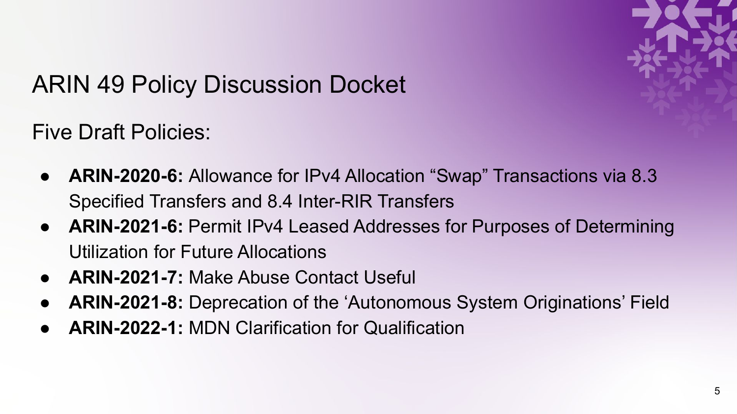# ARIN 49 Policy Discussion Docket

Five Draft Policies:

- **ARIN-2020-6:** Allowance for IPv4 Allocation “Swap” Transactions via 8.3 Specified Transfers and 8.4 Inter-RIR Transfers
- **ARIN-2021-6:** Permit IPv4 Leased Addresses for Purposes of Determining Utilization for Future Allocations
- **ARIN-2021-7:** Make Abuse Contact Useful
- **ARIN-2021-8:** Deprecation of the ‘Autonomous System Originations’ Field
- **ARIN-2022-1:** MDN Clarification for Qualification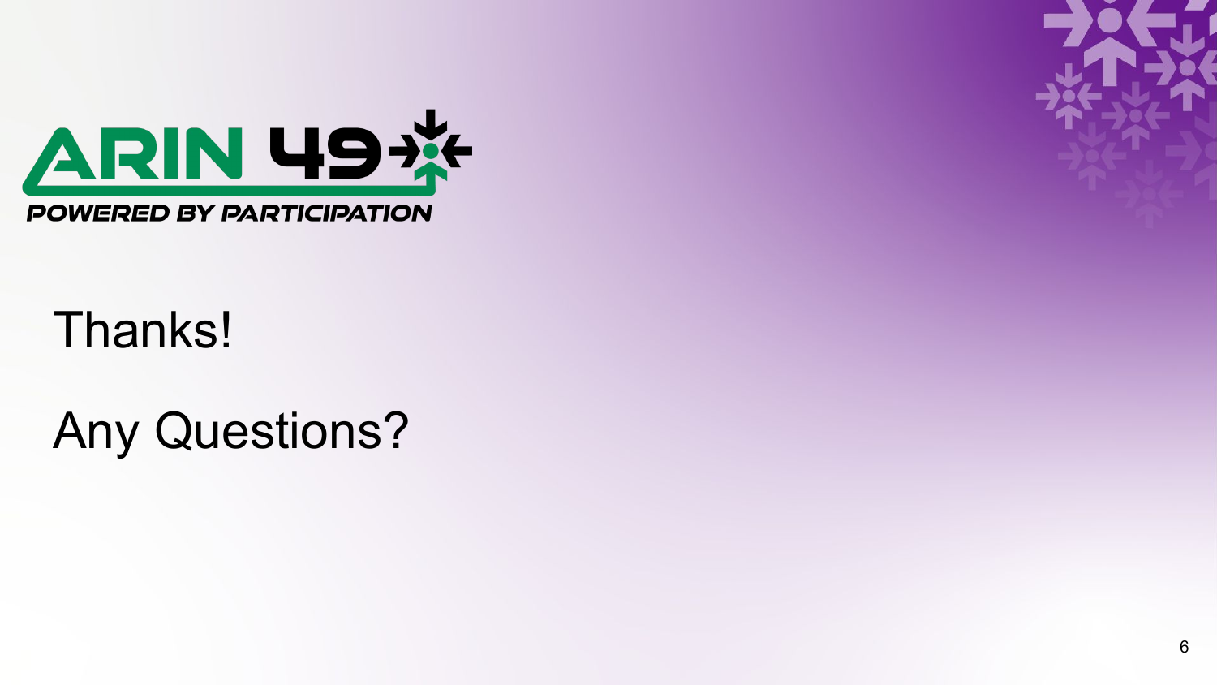ARIN 49

POWERED BY PARTICIPATION

Thanks!

Any Questions?